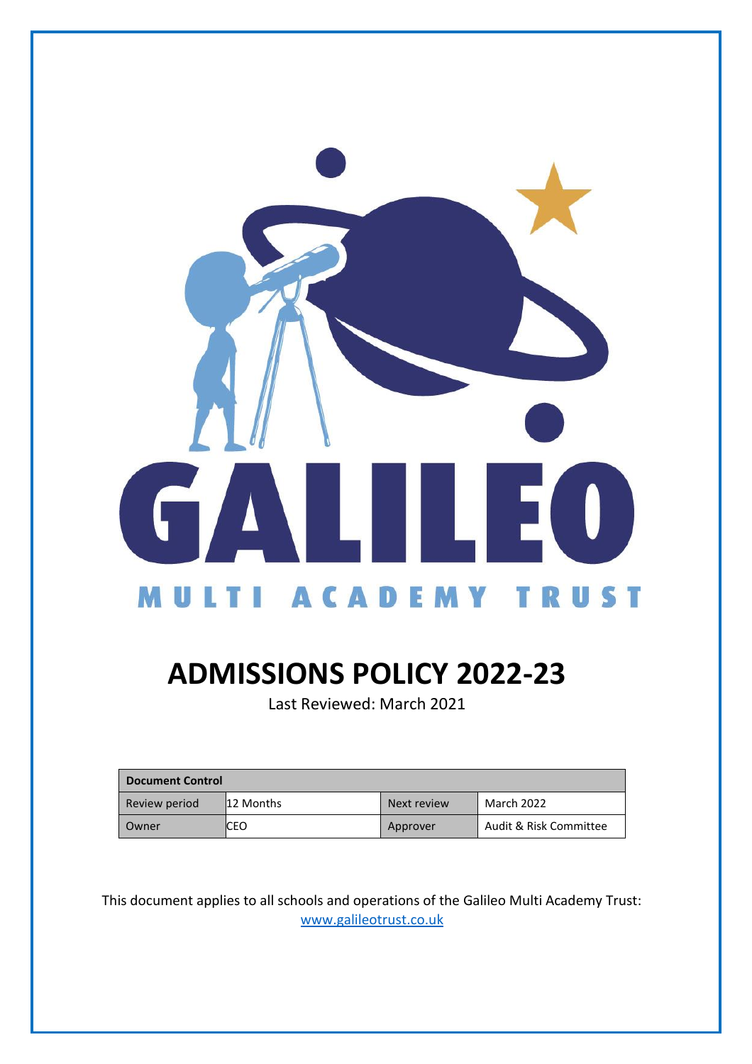GALILEO

MULTI ACADEMY TRUST

# ADMISSIONS POLICY 2022-23

Last Reviewed: March 2021

| Document Control | | | |
|---|---|---|---|
| Review period | 12 Months | Next review | March 2022 |
| Owner | CEO | Approver | Audit & Risk Committee |

This document applies to all schools and operations of the Galileo Multi Academy Trust: www.galileotrust.co.uk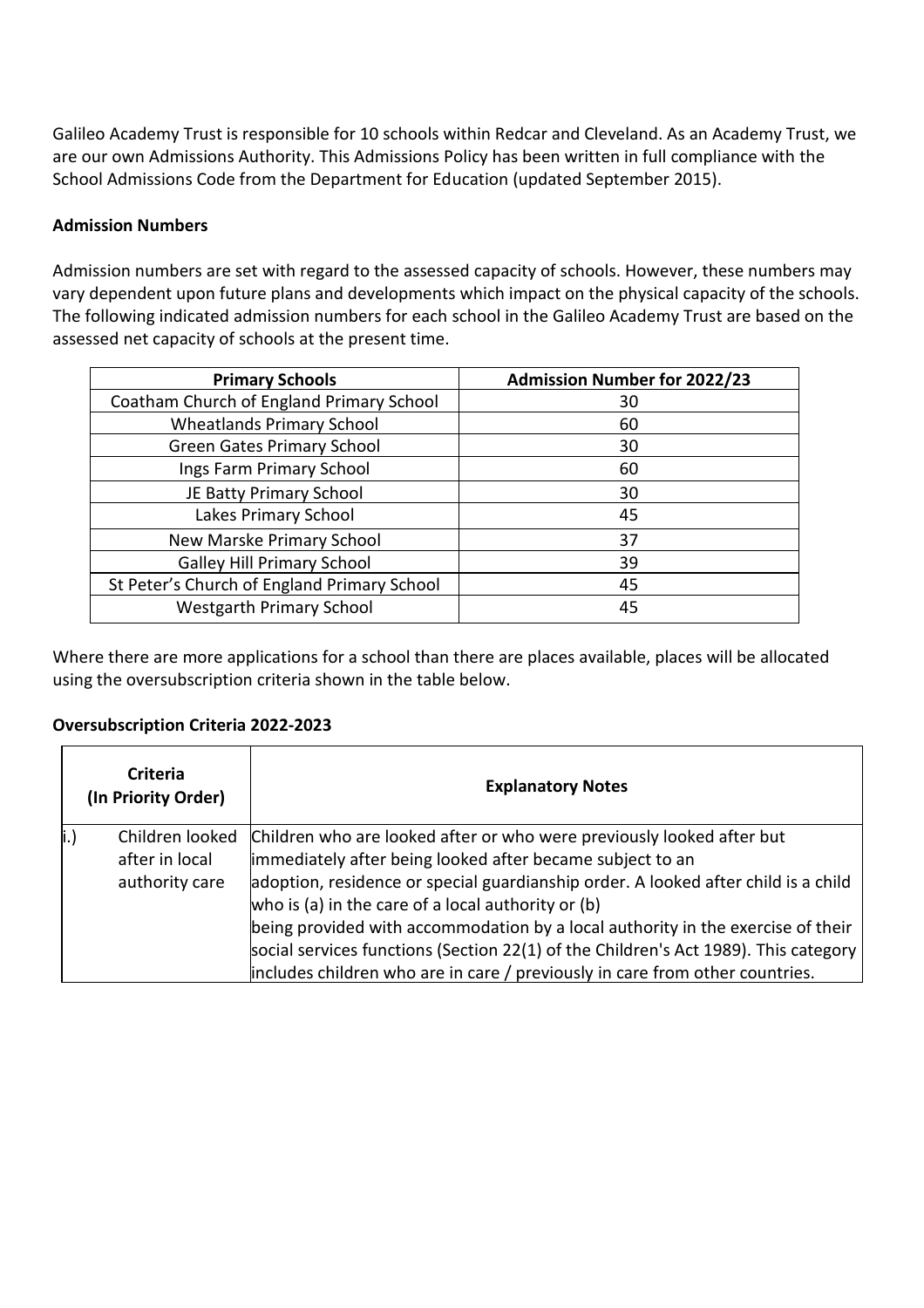Galileo Academy Trust is responsible for 10 schools within Redcar and Cleveland. As an Academy Trust, we are our own Admissions Authority. This Admissions Policy has been written in full compliance with the School Admissions Code from the Department for Education (updated September 2015).

**Admission Numbers**

Admission numbers are set with regard to the assessed capacity of schools. However, these numbers may vary dependent upon future plans and developments which impact on the physical capacity of the schools. The following indicated admission numbers for each school in the Galileo Academy Trust are based on the assessed net capacity of schools at the present time.

| Primary Schools | Admission Number for 2022/23 |
|---|---|
| Coatham Church of England Primary School | 30 |
| Wheatlands Primary School | 60 |
| Green Gates Primary School | 30 |
| Ings Farm Primary School | 60 |
| JE Batty Primary School | 30 |
| Lakes Primary School | 45 |
| New Marske Primary School | 37 |
| Galley Hill Primary School | 39 |
| St Peter's Church of England Primary School | 45 |
| Westgarth Primary School | 45 |

Where there are more applications for a school than there are places available, places will be allocated using the oversubscription criteria shown in the table below.

**Oversubscription Criteria 2022-2023**

| Criteria (In Priority Order) | Explanatory Notes |
|---|---|
| i.) Children looked after in local authority care | Children who are looked after or who were previously looked after but immediately after being looked after became subject to an adoption, residence or special guardianship order. A looked after child is a child who is (a) in the care of a local authority or (b) being provided with accommodation by a local authority in the exercise of their social services functions (Section 22(1) of the Children's Act 1989). This category includes children who are in care / previously in care from other countries. |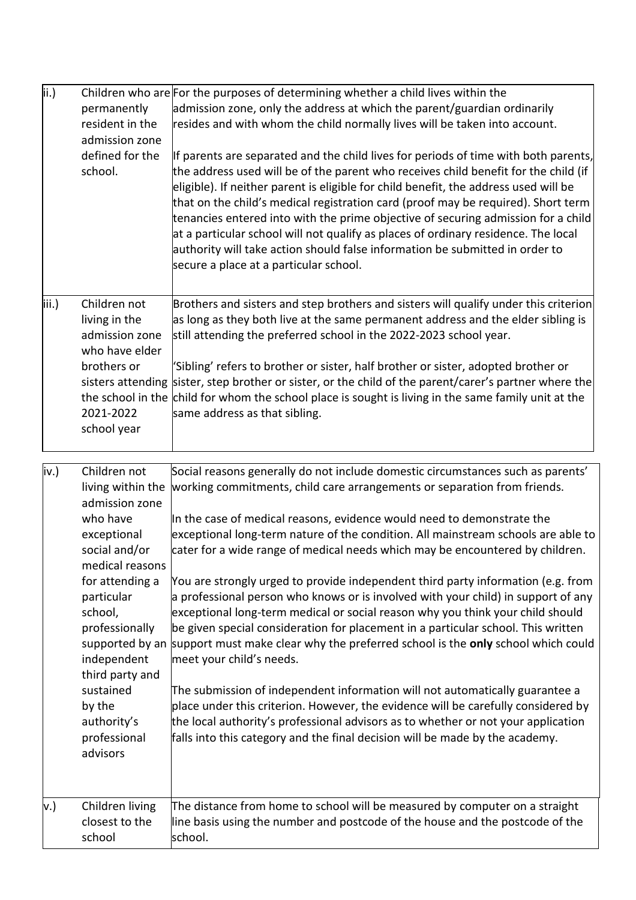| | | |
|---|---|---|
| ii.) | Children who are permanently resident in the admission zone defined for the school. | For the purposes of determining whether a child lives within the admission zone, only the address at which the parent/guardian ordinarily resides and with whom the child normally lives will be taken into account.<br><br>If parents are separated and the child lives for periods of time with both parents, the address used will be of the parent who receives child benefit for the child (if eligible). If neither parent is eligible for child benefit, the address used will be that on the child's medical registration card (proof may be required). Short term tenancies entered into with the prime objective of securing admission for a child at a particular school will not qualify as places of ordinary residence. The local authority will take action should false information be submitted in order to secure a place at a particular school. |
| iii.) | Children not living in the admission zone who have elder brothers or sisters attending the school in the 2021-2022 school year | Brothers and sisters and step brothers and sisters will qualify under this criterion as long as they both live at the same permanent address and the elder sibling is still attending the preferred school in the 2022-2023 school year.<br><br>'Sibling' refers to brother or sister, half brother or sister, adopted brother or sister, step brother or sister, or the child of the parent/carer's partner where the child for whom the school place is sought is living in the same family unit at the same address as that sibling. |
| iv.) | Children not living within the admission zone who have exceptional social and/or medical reasons for attending a particular school, professionally supported by an independent third party and sustained by the authority's professional advisors | Social reasons generally do not include domestic circumstances such as parents' working commitments, child care arrangements or separation from friends.<br><br>In the case of medical reasons, evidence would need to demonstrate the exceptional long-term nature of the condition. All mainstream schools are able to cater for a wide range of medical needs which may be encountered by children.<br><br>You are strongly urged to provide independent third party information (e.g. from a professional person who knows or is involved with your child) in support of any exceptional long-term medical or social reason why you think your child should be given special consideration for placement in a particular school. This written support must make clear why the preferred school is the **only** school which could meet your child's needs.<br><br>The submission of independent information will not automatically guarantee a place under this criterion. However, the evidence will be carefully considered by the local authority's professional advisors as to whether or not your application falls into this category and the final decision will be made by the academy. |
| v.) | Children living closest to the school | The distance from home to school will be measured by computer on a straight line basis using the number and postcode of the house and the postcode of the school. |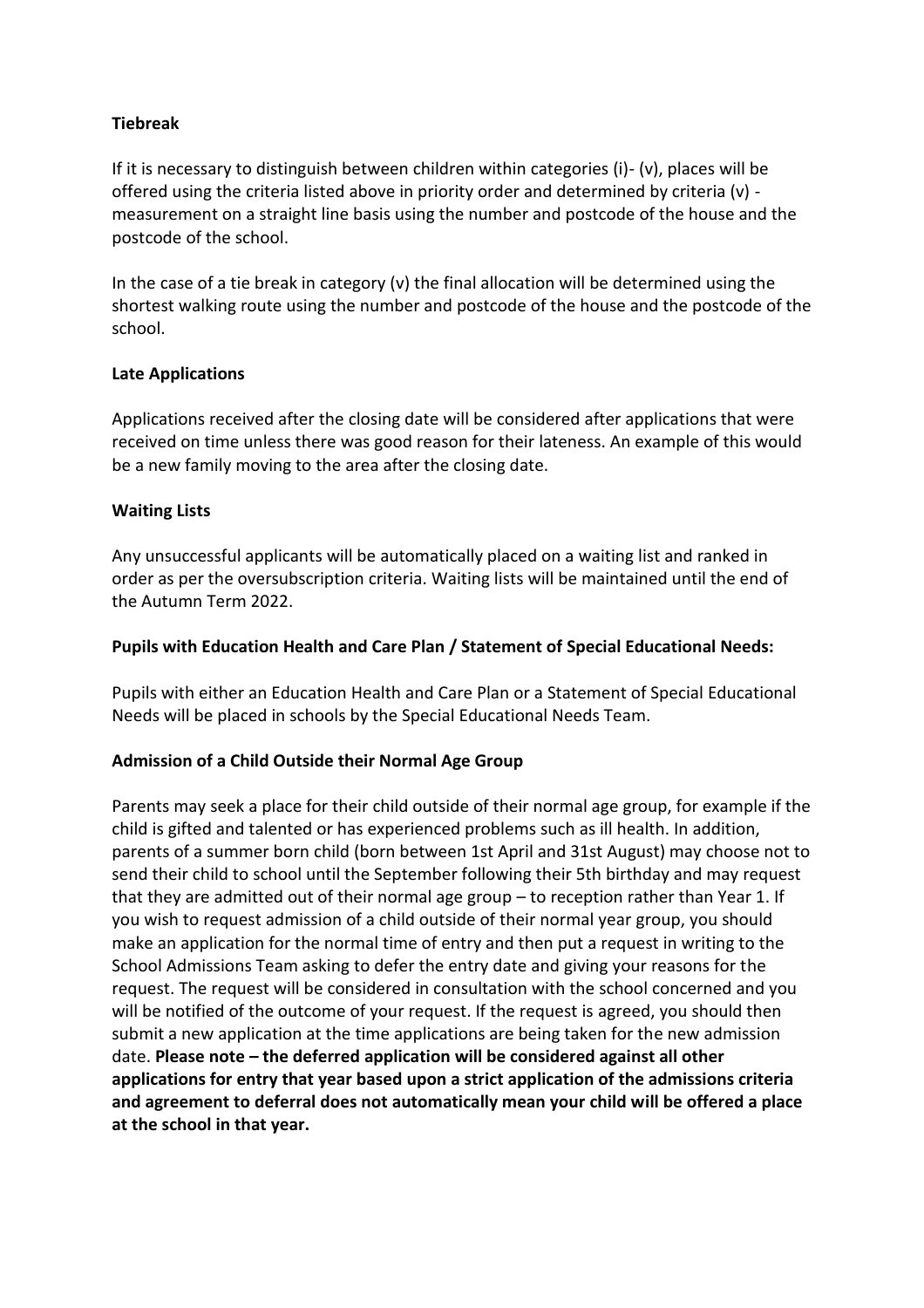**Tiebreak**

If it is necessary to distinguish between children within categories (i)- (v), places will be offered using the criteria listed above in priority order and determined by criteria (v) - measurement on a straight line basis using the number and postcode of the house and the postcode of the school.

In the case of a tie break in category (v) the final allocation will be determined using the shortest walking route using the number and postcode of the house and the postcode of the school.

**Late Applications**

Applications received after the closing date will be considered after applications that were received on time unless there was good reason for their lateness. An example of this would be a new family moving to the area after the closing date.

**Waiting Lists**

Any unsuccessful applicants will be automatically placed on a waiting list and ranked in order as per the oversubscription criteria. Waiting lists will be maintained until the end of the Autumn Term 2022.

**Pupils with Education Health and Care Plan / Statement of Special Educational Needs:**

Pupils with either an Education Health and Care Plan or a Statement of Special Educational Needs will be placed in schools by the Special Educational Needs Team.

**Admission of a Child Outside their Normal Age Group**

Parents may seek a place for their child outside of their normal age group, for example if the child is gifted and talented or has experienced problems such as ill health. In addition, parents of a summer born child (born between 1st April and 31st August) may choose not to send their child to school until the September following their 5th birthday and may request that they are admitted out of their normal age group – to reception rather than Year 1. If you wish to request admission of a child outside of their normal year group, you should make an application for the normal time of entry and then put a request in writing to the School Admissions Team asking to defer the entry date and giving your reasons for the request. The request will be considered in consultation with the school concerned and you will be notified of the outcome of your request. If the request is agreed, you should then submit a new application at the time applications are being taken for the new admission date. **Please note – the deferred application will be considered against all other applications for entry that year based upon a strict application of the admissions criteria and agreement to deferral does not automatically mean your child will be offered a place at the school in that year.**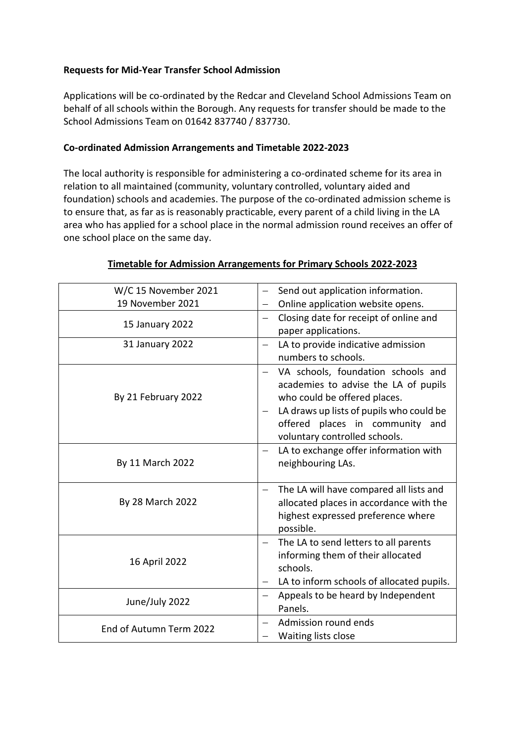**Requests for Mid-Year Transfer School Admission**

Applications will be co-ordinated by the Redcar and Cleveland School Admissions Team on behalf of all schools within the Borough. Any requests for transfer should be made to the School Admissions Team on 01642 837740 / 837730.

**Co-ordinated Admission Arrangements and Timetable 2022-2023**

The local authority is responsible for administering a co-ordinated scheme for its area in relation to all maintained (community, voluntary controlled, voluntary aided and foundation) schools and academies. The purpose of the co-ordinated admission scheme is to ensure that, as far as is reasonably practicable, every parent of a child living in the LA area who has applied for a school place in the normal admission round receives an offer of one school place on the same day.

**Timetable for Admission Arrangements for Primary Schools 2022-2023**

| | |
|---|---|
| W/C 15 November 2021<br>19 November 2021 | – Send out application information.<br>– Online application website opens. |
| 15 January 2022 | – Closing date for receipt of online and paper applications. |
| 31 January 2022 | – LA to provide indicative admission numbers to schools. |
| By 21 February 2022 | – VA schools, foundation schools and academies to advise the LA of pupils who could be offered places.<br>– LA draws up lists of pupils who could be offered places in community and voluntary controlled schools. |
| By 11 March 2022 | – LA to exchange offer information with neighbouring LAs. |
| By 28 March 2022 | – The LA will have compared all lists and allocated places in accordance with the highest expressed preference where possible. |
| 16 April 2022 | – The LA to send letters to all parents informing them of their allocated schools.<br>– LA to inform schools of allocated pupils. |
| June/July 2022 | – Appeals to be heard by Independent Panels. |
| End of Autumn Term 2022 | – Admission round ends<br>– Waiting lists close |